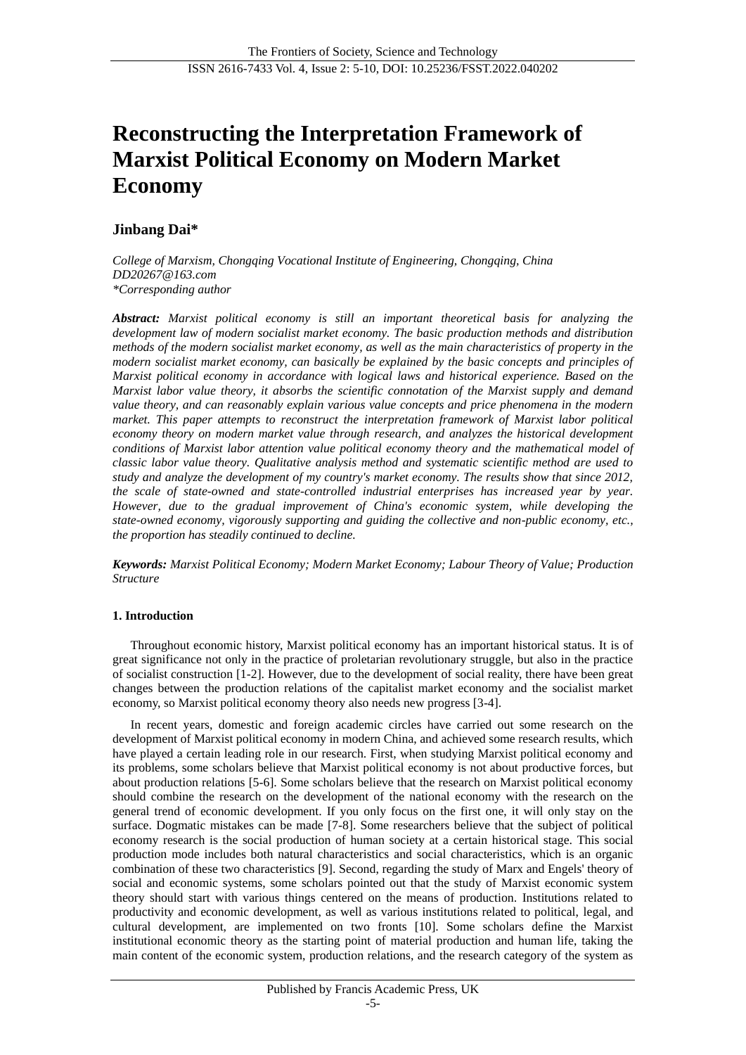# Reconstructing the Interpretation Framework of Marxist Political Economy on Modern Market Economy

**Jinbang Dai***

*College of Marxism, Chongqing Vocational Institute of Engineering, Chongqing, China*
*DD20267@163.com*
*\*Corresponding author*

***Abstract:*** *Marxist political economy is still an important theoretical basis for analyzing the development law of modern socialist market economy. The basic production methods and distribution methods of the modern socialist market economy, as well as the main characteristics of property in the modern socialist market economy, can basically be explained by the basic concepts and principles of Marxist political economy in accordance with logical laws and historical experience. Based on the Marxist labor value theory, it absorbs the scientific connotation of the Marxist supply and demand value theory, and can reasonably explain various value concepts and price phenomena in the modern market. This paper attempts to reconstruct the interpretation framework of Marxist labor political economy theory on modern market value through research, and analyzes the historical development conditions of Marxist labor attention value political economy theory and the mathematical model of classic labor value theory. Qualitative analysis method and systematic scientific method are used to study and analyze the development of my country's market economy. The results show that since 2012, the scale of state-owned and state-controlled industrial enterprises has increased year by year. However, due to the gradual improvement of China's economic system, while developing the state-owned economy, vigorously supporting and guiding the collective and non-public economy, etc., the proportion has steadily continued to decline.*

***Keywords:*** *Marxist Political Economy; Modern Market Economy; Labour Theory of Value; Production Structure*

## 1. Introduction

Throughout economic history, Marxist political economy has an important historical status. It is of great significance not only in the practice of proletarian revolutionary struggle, but also in the practice of socialist construction [1-2]. However, due to the development of social reality, there have been great changes between the production relations of the capitalist market economy and the socialist market economy, so Marxist political economy theory also needs new progress [3-4].

In recent years, domestic and foreign academic circles have carried out some research on the development of Marxist political economy in modern China, and achieved some research results, which have played a certain leading role in our research. First, when studying Marxist political economy and its problems, some scholars believe that Marxist political economy is not about productive forces, but about production relations [5-6]. Some scholars believe that the research on Marxist political economy should combine the research on the development of the national economy with the research on the general trend of economic development. If you only focus on the first one, it will only stay on the surface. Dogmatic mistakes can be made [7-8]. Some researchers believe that the subject of political economy research is the social production of human society at a certain historical stage. This social production mode includes both natural characteristics and social characteristics, which is an organic combination of these two characteristics [9]. Second, regarding the study of Marx and Engels' theory of social and economic systems, some scholars pointed out that the study of Marxist economic system theory should start with various things centered on the means of production. Institutions related to productivity and economic development, as well as various institutions related to political, legal, and cultural development, are implemented on two fronts [10]. Some scholars define the Marxist institutional economic theory as the starting point of material production and human life, taking the main content of the economic system, production relations, and the research category of the system as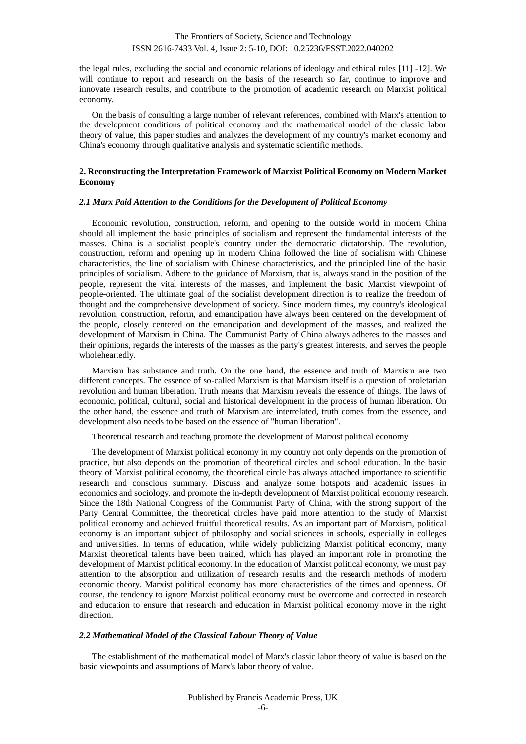the legal rules, excluding the social and economic relations of ideology and ethical rules [11] -12]. We will continue to report and research on the basis of the research so far, continue to improve and innovate research results, and contribute to the promotion of academic research on Marxist political economy.

On the basis of consulting a large number of relevant references, combined with Marx's attention to the development conditions of political economy and the mathematical model of the classic labor theory of value, this paper studies and analyzes the development of my country's market economy and China's economy through qualitative analysis and systematic scientific methods.

## 2. Reconstructing the Interpretation Framework of Marxist Political Economy on Modern Market Economy

### *2.1 Marx Paid Attention to the Conditions for the Development of Political Economy*

Economic revolution, construction, reform, and opening to the outside world in modern China should all implement the basic principles of socialism and represent the fundamental interests of the masses. China is a socialist people's country under the democratic dictatorship. The revolution, construction, reform and opening up in modern China followed the line of socialism with Chinese characteristics, the line of socialism with Chinese characteristics, and the principled line of the basic principles of socialism. Adhere to the guidance of Marxism, that is, always stand in the position of the people, represent the vital interests of the masses, and implement the basic Marxist viewpoint of people-oriented. The ultimate goal of the socialist development direction is to realize the freedom of thought and the comprehensive development of society. Since modern times, my country's ideological revolution, construction, reform, and emancipation have always been centered on the development of the people, closely centered on the emancipation and development of the masses, and realized the development of Marxism in China. The Communist Party of China always adheres to the masses and their opinions, regards the interests of the masses as the party's greatest interests, and serves the people wholeheartedly.

Marxism has substance and truth. On the one hand, the essence and truth of Marxism are two different concepts. The essence of so-called Marxism is that Marxism itself is a question of proletarian revolution and human liberation. Truth means that Marxism reveals the essence of things. The laws of economic, political, cultural, social and historical development in the process of human liberation. On the other hand, the essence and truth of Marxism are interrelated, truth comes from the essence, and development also needs to be based on the essence of "human liberation".

Theoretical research and teaching promote the development of Marxist political economy

The development of Marxist political economy in my country not only depends on the promotion of practice, but also depends on the promotion of theoretical circles and school education. In the basic theory of Marxist political economy, the theoretical circle has always attached importance to scientific research and conscious summary. Discuss and analyze some hotspots and academic issues in economics and sociology, and promote the in-depth development of Marxist political economy research. Since the 18th National Congress of the Communist Party of China, with the strong support of the Party Central Committee, the theoretical circles have paid more attention to the study of Marxist political economy and achieved fruitful theoretical results. As an important part of Marxism, political economy is an important subject of philosophy and social sciences in schools, especially in colleges and universities. In terms of education, while widely publicizing Marxist political economy, many Marxist theoretical talents have been trained, which has played an important role in promoting the development of Marxist political economy. In the education of Marxist political economy, we must pay attention to the absorption and utilization of research results and the research methods of modern economic theory. Marxist political economy has more characteristics of the times and openness. Of course, the tendency to ignore Marxist political economy must be overcome and corrected in research and education to ensure that research and education in Marxist political economy move in the right direction.

### *2.2 Mathematical Model of the Classical Labour Theory of Value*

The establishment of the mathematical model of Marx's classic labor theory of value is based on the basic viewpoints and assumptions of Marx's labor theory of value.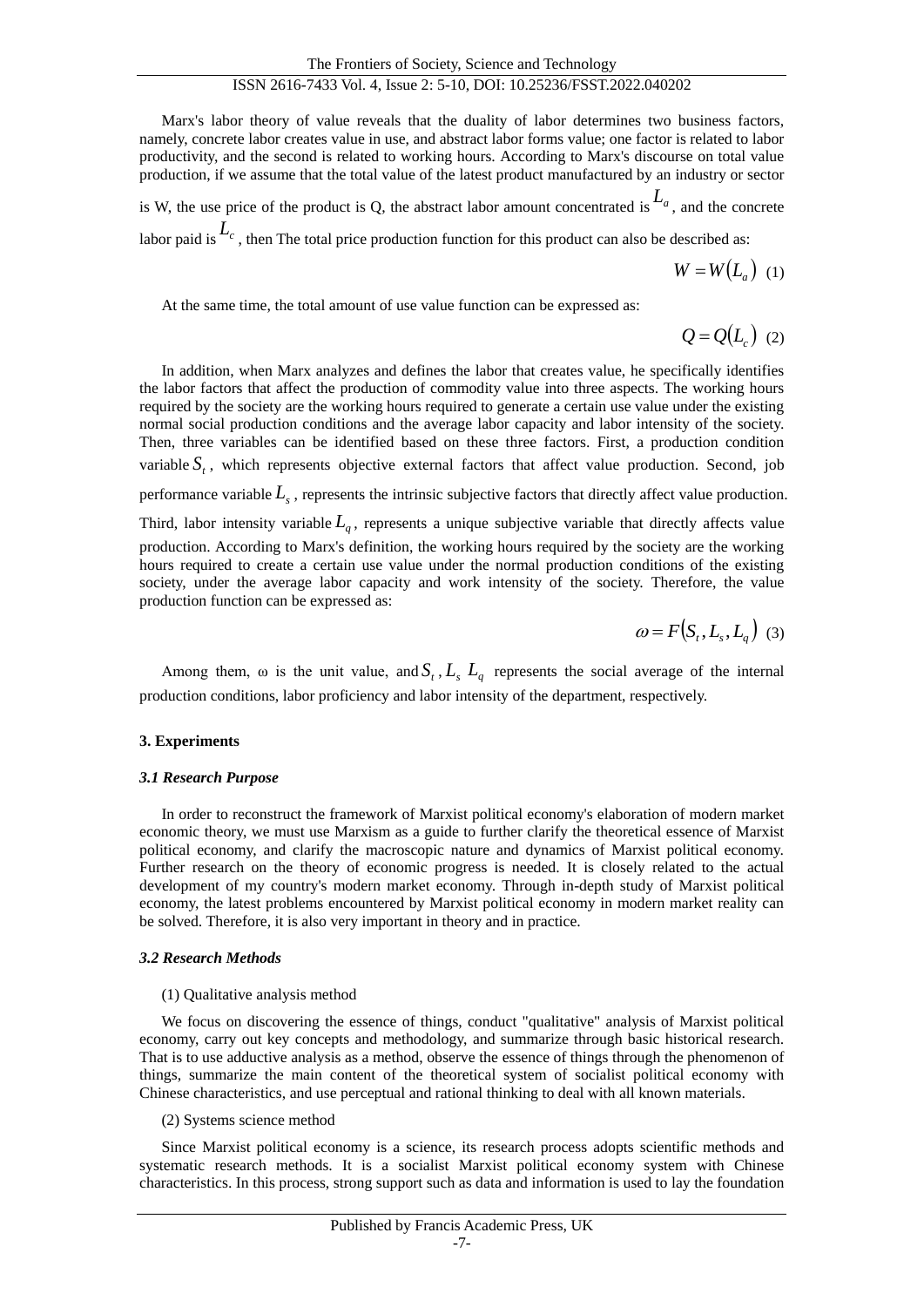Marx's labor theory of value reveals that the duality of labor determines two business factors, namely, concrete labor creates value in use, and abstract labor forms value; one factor is related to labor productivity, and the second is related to working hours. According to Marx's discourse on total value production, if we assume that the total value of the latest product manufactured by an industry or sector is W, the use price of the product is Q, the abstract labor amount concentrated is $L_a$, and the concrete labor paid is $L_c$, then The total price production function for this product can also be described as:

$$W = W(L_a) \quad (1)$$

At the same time, the total amount of use value function can be expressed as:

$$Q = Q(L_c) \quad (2)$$

In addition, when Marx analyzes and defines the labor that creates value, he specifically identifies the labor factors that affect the production of commodity value into three aspects. The working hours required by the society are the working hours required to generate a certain use value under the existing normal social production conditions and the average labor capacity and labor intensity of the society. Then, three variables can be identified based on these three factors. First, a production condition variable $S_t$, which represents objective external factors that affect value production. Second, job performance variable $L_s$, represents the intrinsic subjective factors that directly affect value production. Third, labor intensity variable $L_q$, represents a unique subjective variable that directly affects value production. According to Marx's definition, the working hours required by the society are the working hours required to create a certain use value under the normal production conditions of the existing society, under the average labor capacity and work intensity of the society. Therefore, the value production function can be expressed as:

$$\omega = F(S_t, L_s, L_q) \quad (3)$$

Among them, ω is the unit value, and $S_t$, $L_s$ $L_q$ represents the social average of the internal production conditions, labor proficiency and labor intensity of the department, respectively.

## 3. Experiments

### *3.1 Research Purpose*

In order to reconstruct the framework of Marxist political economy's elaboration of modern market economic theory, we must use Marxism as a guide to further clarify the theoretical essence of Marxist political economy, and clarify the macroscopic nature and dynamics of Marxist political economy. Further research on the theory of economic progress is needed. It is closely related to the actual development of my country's modern market economy. Through in-depth study of Marxist political economy, the latest problems encountered by Marxist political economy in modern market reality can be solved. Therefore, it is also very important in theory and in practice.

### *3.2 Research Methods*

(1) Qualitative analysis method

We focus on discovering the essence of things, conduct "qualitative" analysis of Marxist political economy, carry out key concepts and methodology, and summarize through basic historical research. That is to use adductive analysis as a method, observe the essence of things through the phenomenon of things, summarize the main content of the theoretical system of socialist political economy with Chinese characteristics, and use perceptual and rational thinking to deal with all known materials.

(2) Systems science method

Since Marxist political economy is a science, its research process adopts scientific methods and systematic research methods. It is a socialist Marxist political economy system with Chinese characteristics. In this process, strong support such as data and information is used to lay the foundation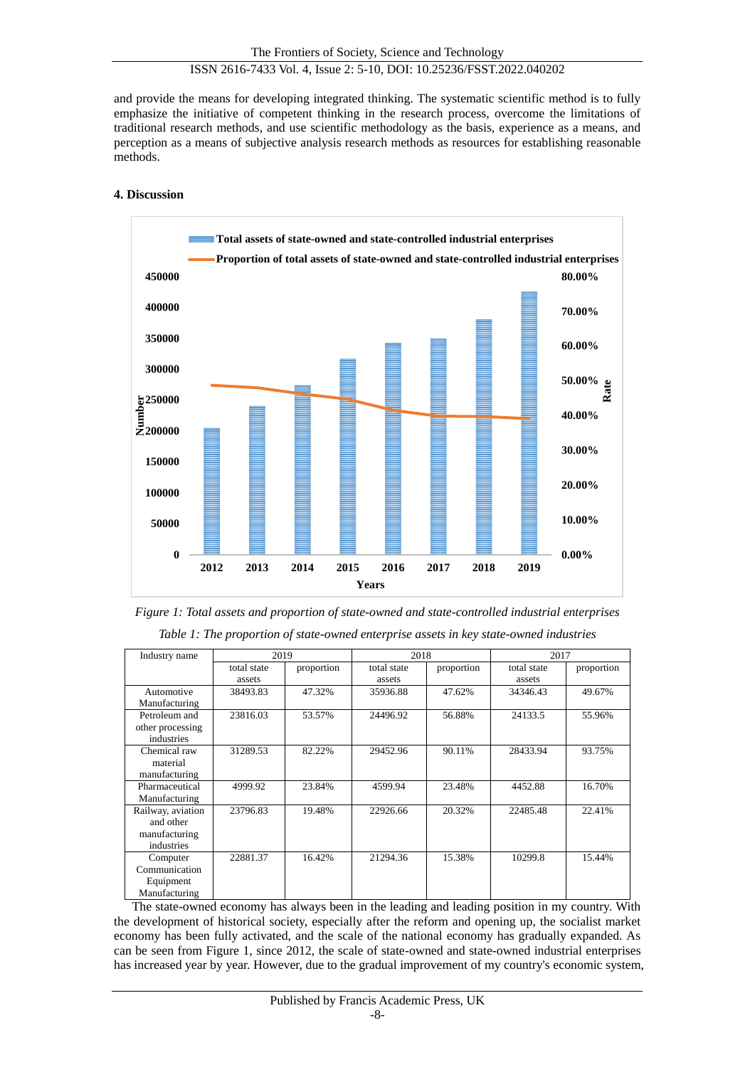and provide the means for developing integrated thinking. The systematic scientific method is to fully emphasize the initiative of competent thinking in the research process, overcome the limitations of traditional research methods, and use scientific methodology as the basis, experience as a means, and perception as a means of subjective analysis research methods as resources for establishing reasonable methods.

## 4. Discussion

*Figure 1: Total assets and proportion of state-owned and state-controlled industrial enterprises*

*Table 1: The proportion of state-owned enterprise assets in key state-owned industries*

| Industry name | 2019 | | 2018 | | 2017 | |
|---|---|---|---|---|---|---|
| | total state assets | proportion | total state assets | proportion | total state assets | proportion |
| Automotive Manufacturing | 38493.83 | 47.32% | 35936.88 | 47.62% | 34346.43 | 49.67% |
| Petroleum and other processing industries | 23816.03 | 53.57% | 24496.92 | 56.88% | 24133.5 | 55.96% |
| Chemical raw material manufacturing | 31289.53 | 82.22% | 29452.96 | 90.11% | 28433.94 | 93.75% |
| Pharmaceutical Manufacturing | 4999.92 | 23.84% | 4599.94 | 23.48% | 4452.88 | 16.70% |
| Railway, aviation and other manufacturing industries | 23796.83 | 19.48% | 22926.66 | 20.32% | 22485.48 | 22.41% |
| Computer Communication Equipment Manufacturing | 22881.37 | 16.42% | 21294.36 | 15.38% | 10299.8 | 15.44% |

The state-owned economy has always been in the leading and leading position in my country. With the development of historical society, especially after the reform and opening up, the socialist market economy has been fully activated, and the scale of the national economy has gradually expanded. As can be seen from Figure 1, since 2012, the scale of state-owned and state-owned industrial enterprises has increased year by year. However, due to the gradual improvement of my country's economic system,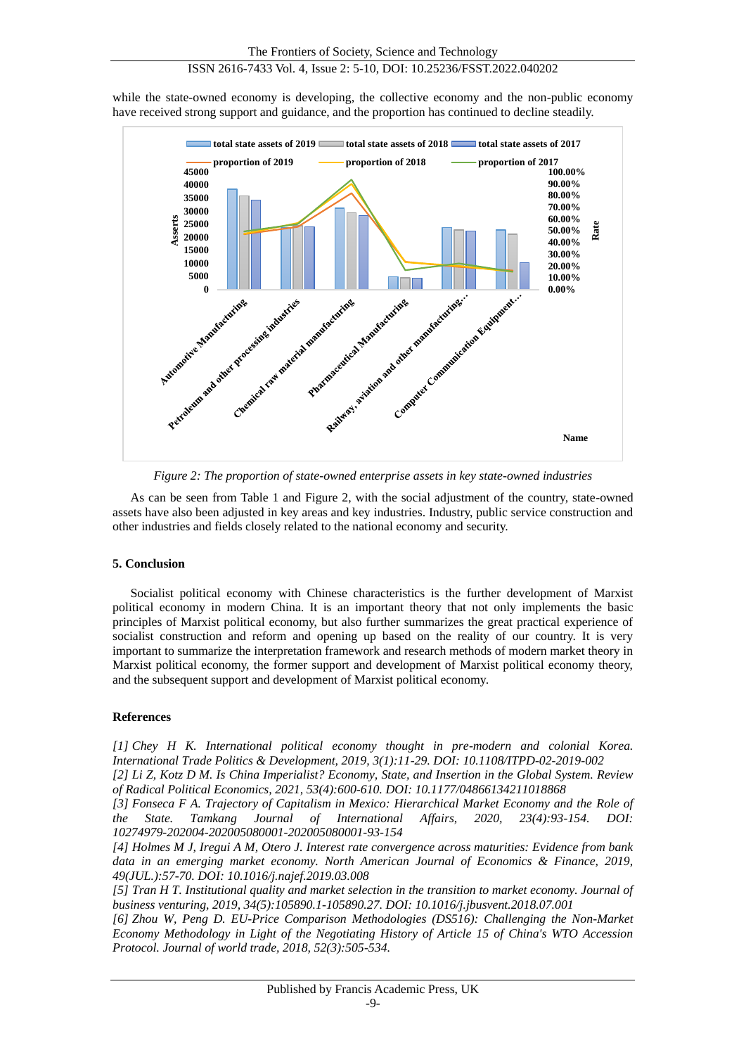while the state-owned economy is developing, the collective economy and the non-public economy have received strong support and guidance, and the proportion has continued to decline steadily.

*Figure 2: The proportion of state-owned enterprise assets in key state-owned industries*

As can be seen from Table 1 and Figure 2, with the social adjustment of the country, state-owned assets have also been adjusted in key areas and key industries. Industry, public service construction and other industries and fields closely related to the national economy and security.

## 5. Conclusion

Socialist political economy with Chinese characteristics is the further development of Marxist political economy in modern China. It is an important theory that not only implements the basic principles of Marxist political economy, but also further summarizes the great practical experience of socialist construction and reform and opening up based on the reality of our country. It is very important to summarize the interpretation framework and research methods of modern market theory in Marxist political economy, the former support and development of Marxist political economy theory, and the subsequent support and development of Marxist political economy.

## References

*[1] Chey H K. International political economy thought in pre-modern and colonial Korea. International Trade Politics & Development, 2019, 3(1):11-29. DOI: 10.1108/ITPD-02-2019-002*

*[2] Li Z, Kotz D M. Is China Imperialist? Economy, State, and Insertion in the Global System. Review of Radical Political Economics, 2021, 53(4):600-610. DOI: 10.1177/04866134211018868*

*[3] Fonseca F A. Trajectory of Capitalism in Mexico: Hierarchical Market Economy and the Role of the State. Tamkang Journal of International Affairs, 2020, 23(4):93-154. DOI: 10274979-202004-202005080001-202005080001-93-154*

*[4] Holmes M J, Iregui A M, Otero J. Interest rate convergence across maturities: Evidence from bank data in an emerging market economy. North American Journal of Economics & Finance, 2019, 49(JUL.):57-70. DOI: 10.1016/j.najef.2019.03.008*

*[5] Tran H T. Institutional quality and market selection in the transition to market economy. Journal of business venturing, 2019, 34(5):105890.1-105890.27. DOI: 10.1016/j.jbusvent.2018.07.001*

*[6] Zhou W, Peng D. EU-Price Comparison Methodologies (DS516): Challenging the Non-Market Economy Methodology in Light of the Negotiating History of Article 15 of China's WTO Accession Protocol. Journal of world trade, 2018, 52(3):505-534.*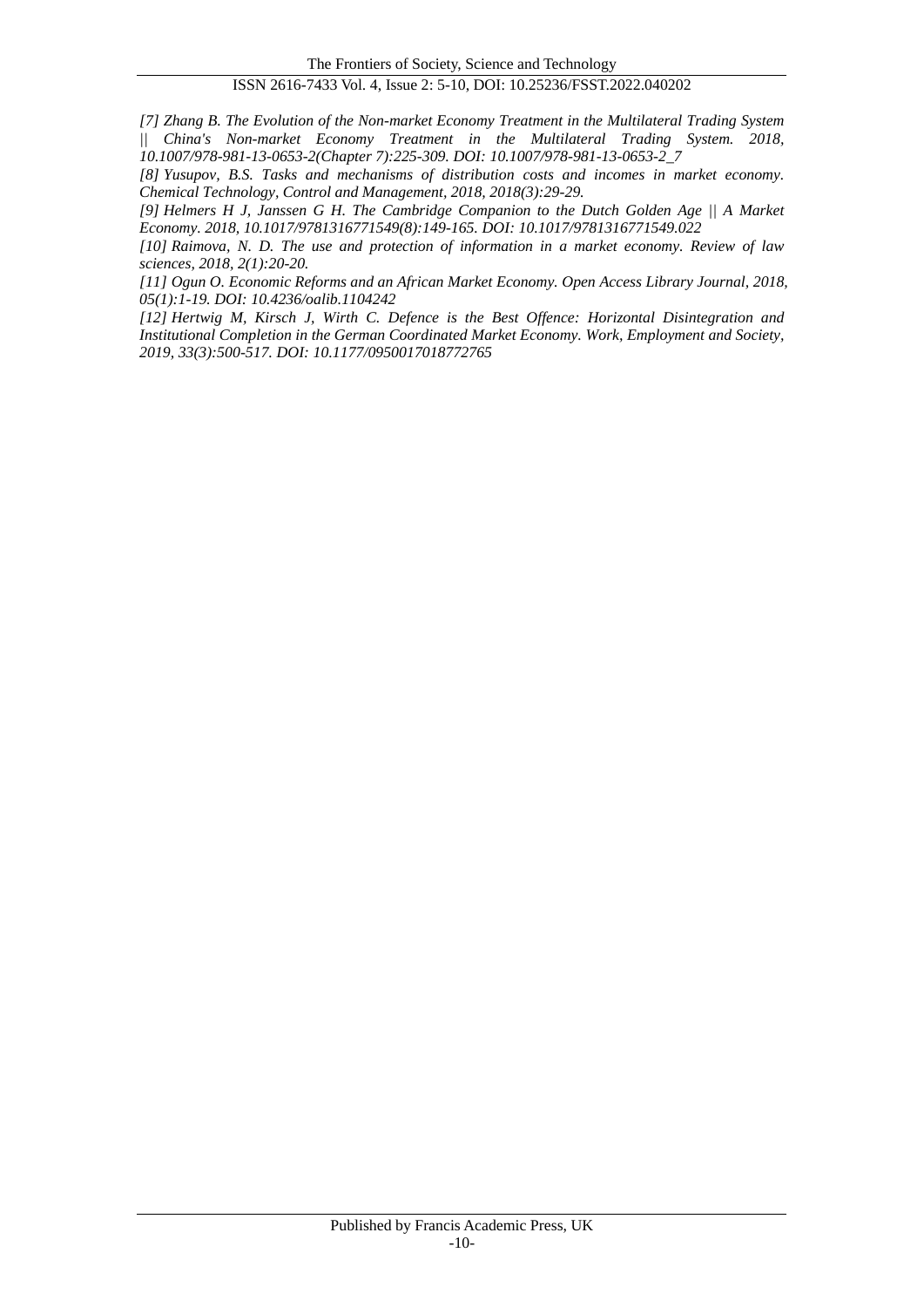*[7] Zhang B. The Evolution of the Non-market Economy Treatment in the Multilateral Trading System || China's Non-market Economy Treatment in the Multilateral Trading System. 2018, 10.1007/978-981-13-0653-2(Chapter 7):225-309. DOI: 10.1007/978-981-13-0653-2_7*

*[8] Yusupov, B.S. Tasks and mechanisms of distribution costs and incomes in market economy. Chemical Technology, Control and Management, 2018, 2018(3):29-29.*

*[9] Helmers H J, Janssen G H. The Cambridge Companion to the Dutch Golden Age || A Market Economy. 2018, 10.1017/9781316771549(8):149-165. DOI: 10.1017/9781316771549.022*

*[10] Raimova, N. D. The use and protection of information in a market economy. Review of law sciences, 2018, 2(1):20-20.*

*[11] Ogun O. Economic Reforms and an African Market Economy. Open Access Library Journal, 2018, 05(1):1-19. DOI: 10.4236/oalib.1104242*

*[12] Hertwig M, Kirsch J, Wirth C. Defence is the Best Offence: Horizontal Disintegration and Institutional Completion in the German Coordinated Market Economy. Work, Employment and Society, 2019, 33(3):500-517. DOI: 10.1177/0950017018772765*